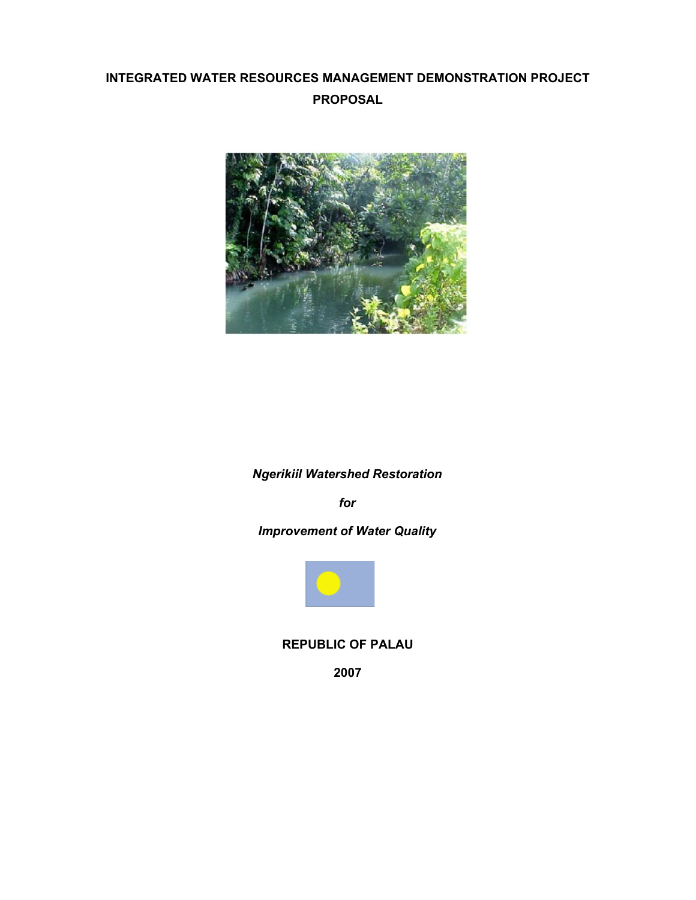# INTEGRATED WATER RESOURCES MANAGEMENT DEMONSTRATION PROJECT PROPOSAL

***Ngerikiil Watershed Restoration***

***for***

***Improvement of Water Quality***

**REPUBLIC OF PALAU**

**2007**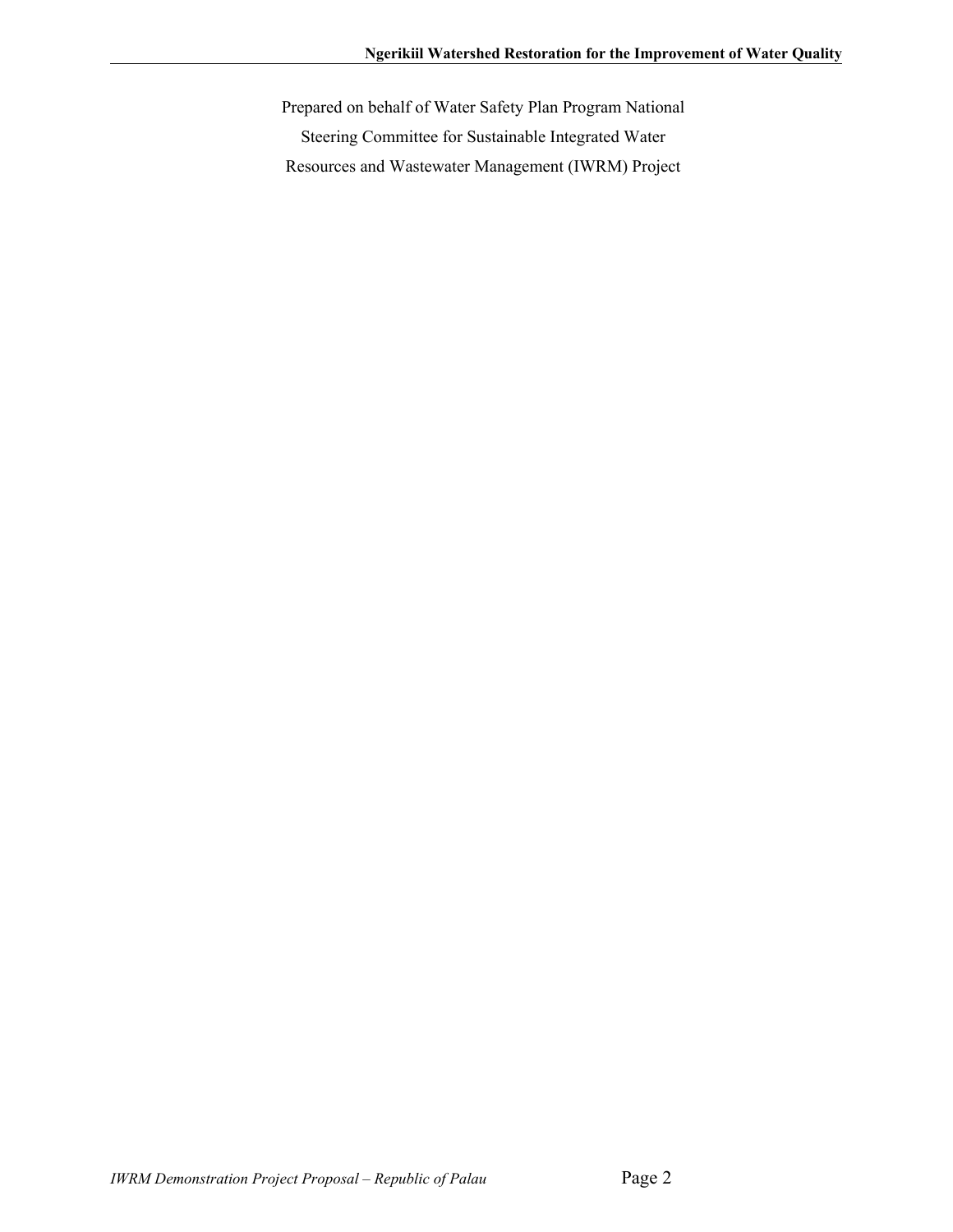Prepared on behalf of Water Safety Plan Program National Steering Committee for Sustainable Integrated Water Resources and Wastewater Management (IWRM) Project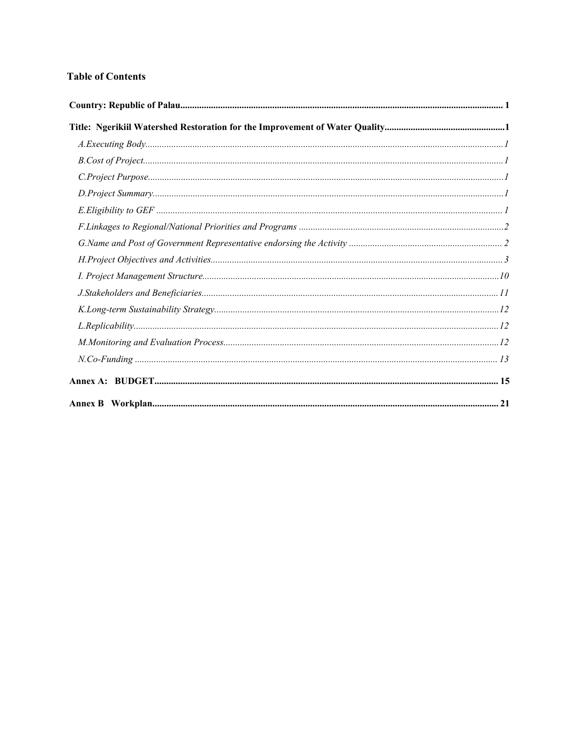# Table of Contents

**Country: Republic of Palau** ........................................ 1

**Title: Ngerikiil Watershed Restoration for the Improvement of Water Quality** ........................................ 1

- *A.Executing Body* ........................................ 1
- *B.Cost of Project* ........................................ 1
- *C.Project Purpose* ........................................ 1
- *D.Project Summary* ........................................ 1
- *E.Eligibility to GEF* ........................................ 1
- *F.Linkages to Regional/National Priorities and Programs* ........................................ 2
- *G.Name and Post of Government Representative endorsing the Activity* ........................................ 2
- *H.Project Objectives and Activities* ........................................ 3
- *I. Project Management Structure* ........................................ 10
- *J.Stakeholders and Beneficiaries* ........................................ 11
- *K.Long-term Sustainability Strategy* ........................................ 12
- *L.Replicability* ........................................ 12
- *M.Monitoring and Evaluation Process* ........................................ 12
- *N.Co-Funding* ........................................ 13

**Annex A: BUDGET** ........................................ 15

**Annex B Workplan** ........................................ 21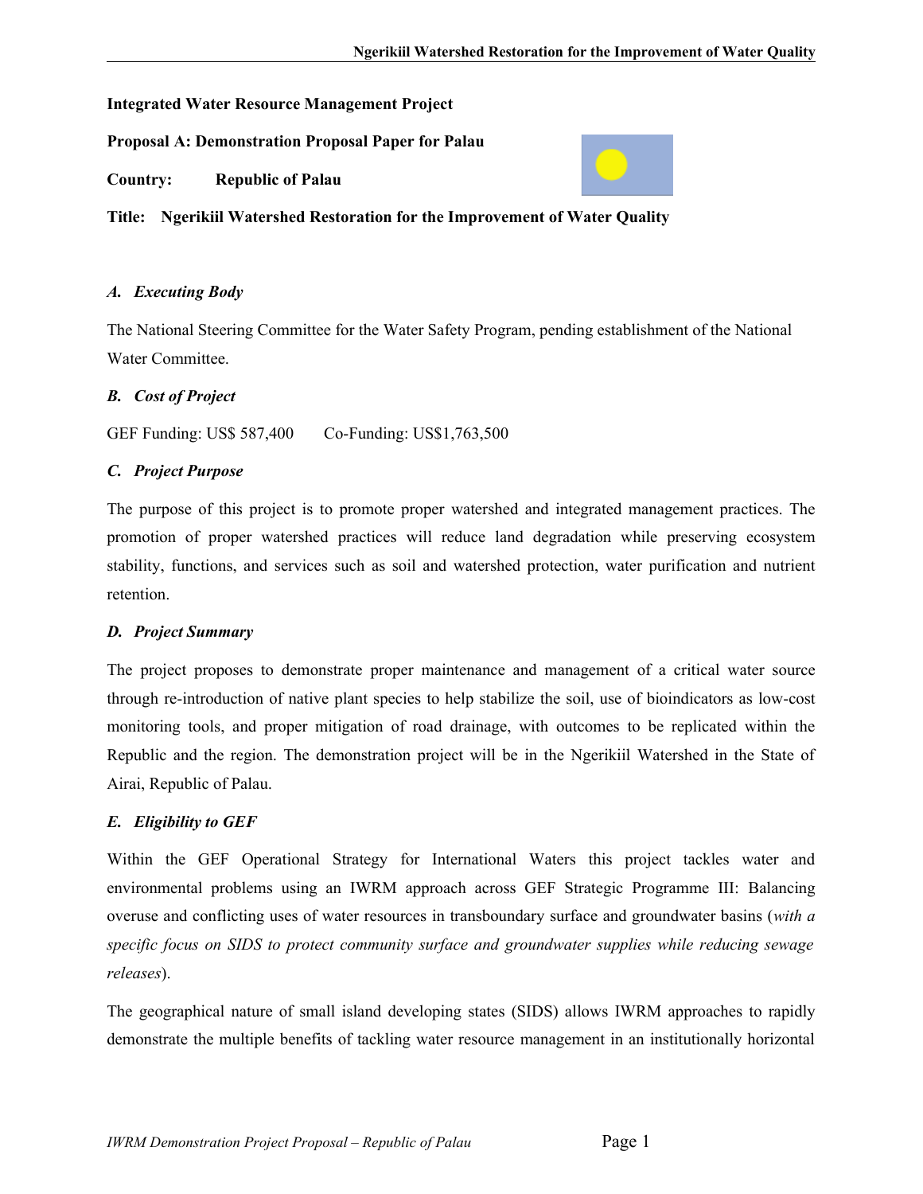**Integrated Water Resource Management Project**

**Proposal A: Demonstration Proposal Paper for Palau**

**Country: Republic of Palau**

**Title: Ngerikiil Watershed Restoration for the Improvement of Water Quality**

### *A. Executing Body*

The National Steering Committee for the Water Safety Program, pending establishment of the National Water Committee.

### *B. Cost of Project*

GEF Funding: US$ 587,400 Co-Funding: US$1,763,500

### *C. Project Purpose*

The purpose of this project is to promote proper watershed and integrated management practices. The promotion of proper watershed practices will reduce land degradation while preserving ecosystem stability, functions, and services such as soil and watershed protection, water purification and nutrient retention.

### *D. Project Summary*

The project proposes to demonstrate proper maintenance and management of a critical water source through re-introduction of native plant species to help stabilize the soil, use of bioindicators as low-cost monitoring tools, and proper mitigation of road drainage, with outcomes to be replicated within the Republic and the region. The demonstration project will be in the Ngerikiil Watershed in the State of Airai, Republic of Palau.

### *E. Eligibility to GEF*

Within the GEF Operational Strategy for International Waters this project tackles water and environmental problems using an IWRM approach across GEF Strategic Programme III: Balancing overuse and conflicting uses of water resources in transboundary surface and groundwater basins (*with a specific focus on SIDS to protect community surface and groundwater supplies while reducing sewage releases*).

The geographical nature of small island developing states (SIDS) allows IWRM approaches to rapidly demonstrate the multiple benefits of tackling water resource management in an institutionally horizontal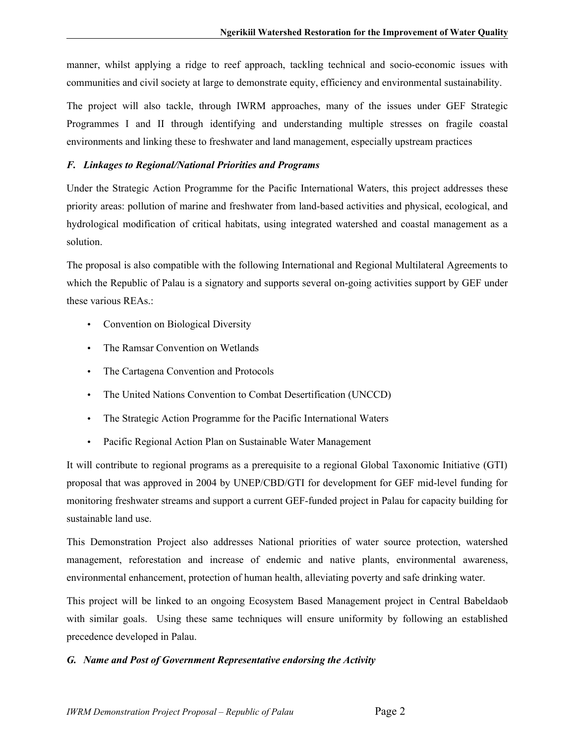manner, whilst applying a ridge to reef approach, tackling technical and socio-economic issues with communities and civil society at large to demonstrate equity, efficiency and environmental sustainability.

The project will also tackle, through IWRM approaches, many of the issues under GEF Strategic Programmes I and II through identifying and understanding multiple stresses on fragile coastal environments and linking these to freshwater and land management, especially upstream practices

### *F. Linkages to Regional/National Priorities and Programs*

Under the Strategic Action Programme for the Pacific International Waters, this project addresses these priority areas: pollution of marine and freshwater from land-based activities and physical, ecological, and hydrological modification of critical habitats, using integrated watershed and coastal management as a solution.

The proposal is also compatible with the following International and Regional Multilateral Agreements to which the Republic of Palau is a signatory and supports several on-going activities support by GEF under these various REAs.:

- Convention on Biological Diversity
- The Ramsar Convention on Wetlands
- The Cartagena Convention and Protocols
- The United Nations Convention to Combat Desertification (UNCCD)
- The Strategic Action Programme for the Pacific International Waters
- Pacific Regional Action Plan on Sustainable Water Management

It will contribute to regional programs as a prerequisite to a regional Global Taxonomic Initiative (GTI) proposal that was approved in 2004 by UNEP/CBD/GTI for development for GEF mid-level funding for monitoring freshwater streams and support a current GEF-funded project in Palau for capacity building for sustainable land use.

This Demonstration Project also addresses National priorities of water source protection, watershed management, reforestation and increase of endemic and native plants, environmental awareness, environmental enhancement, protection of human health, alleviating poverty and safe drinking water.

This project will be linked to an ongoing Ecosystem Based Management project in Central Babeldaob with similar goals. Using these same techniques will ensure uniformity by following an established precedence developed in Palau.

### *G. Name and Post of Government Representative endorsing the Activity*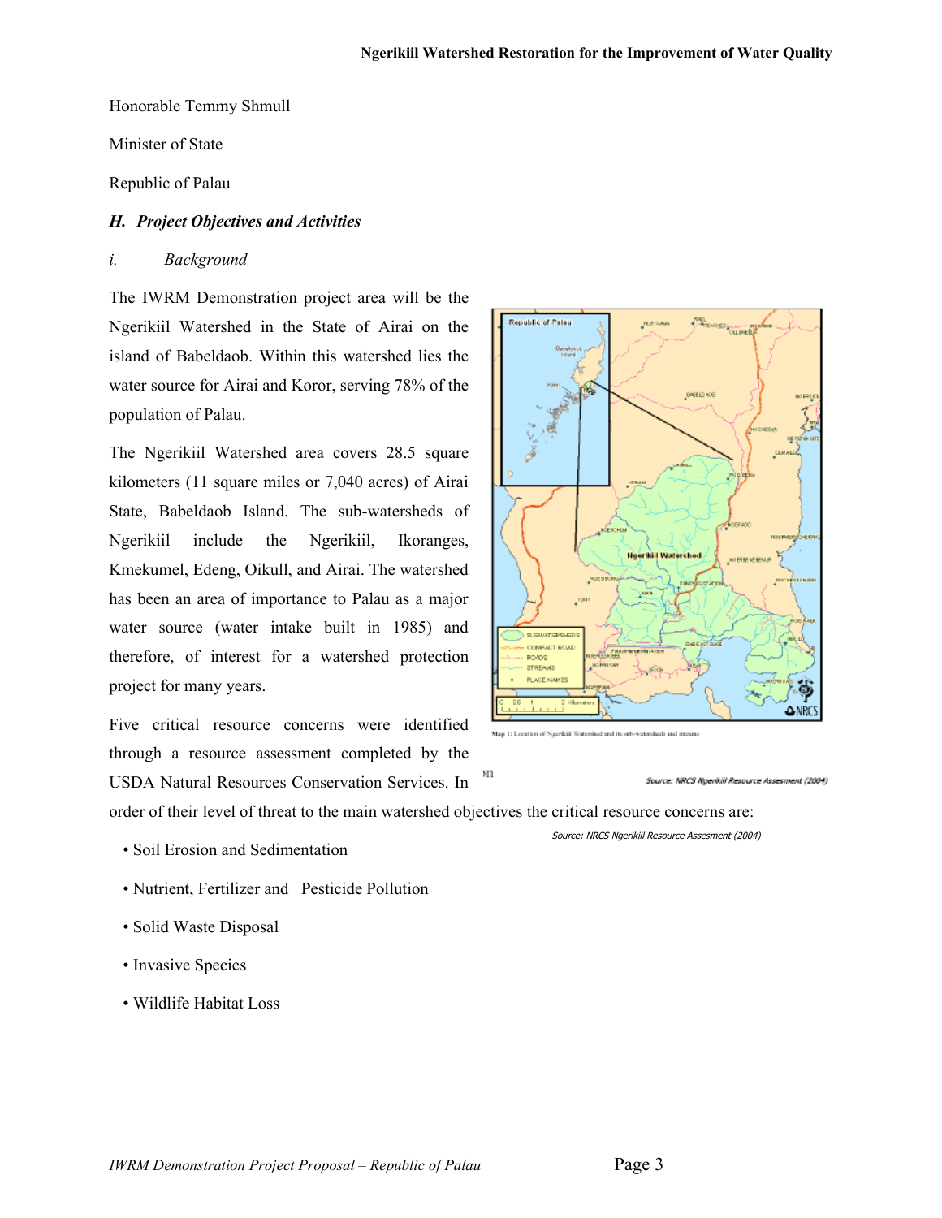Honorable Temmy Shmull

Minister of State

Republic of Palau

### *H. Project Objectives and Activities*

#### *i. Background*

The IWRM Demonstration project area will be the Ngerikiil Watershed in the State of Airai on the island of Babeldaob. Within this watershed lies the water source for Airai and Koror, serving 78% of the population of Palau.

The Ngerikiil Watershed area covers 28.5 square kilometers (11 square miles or 7,040 acres) of Airai State, Babeldaob Island. The sub-watersheds of Ngerikiil include the Ngerikiil, Ikoranges, Kmekumel, Edeng, Oikull, and Airai. The watershed has been an area of importance to Palau as a major water source (water intake built in 1985) and therefore, of interest for a watershed protection project for many years.

Map 1: Location of Ngerikiil Watershed and its sub-watersheds and streams

*Source: NRCS Ngerikiil Resource Assesment (2004)*

Five critical resource concerns were identified through a resource assessment completed by the USDA Natural Resources Conservation Services. In order of their level of threat to the main watershed objectives the critical resource concerns are:

*Source: NRCS Ngerikiil Resource Assesment (2004)*

- Soil Erosion and Sedimentation
- Nutrient, Fertilizer and Pesticide Pollution
- Solid Waste Disposal
- Invasive Species
- Wildlife Habitat Loss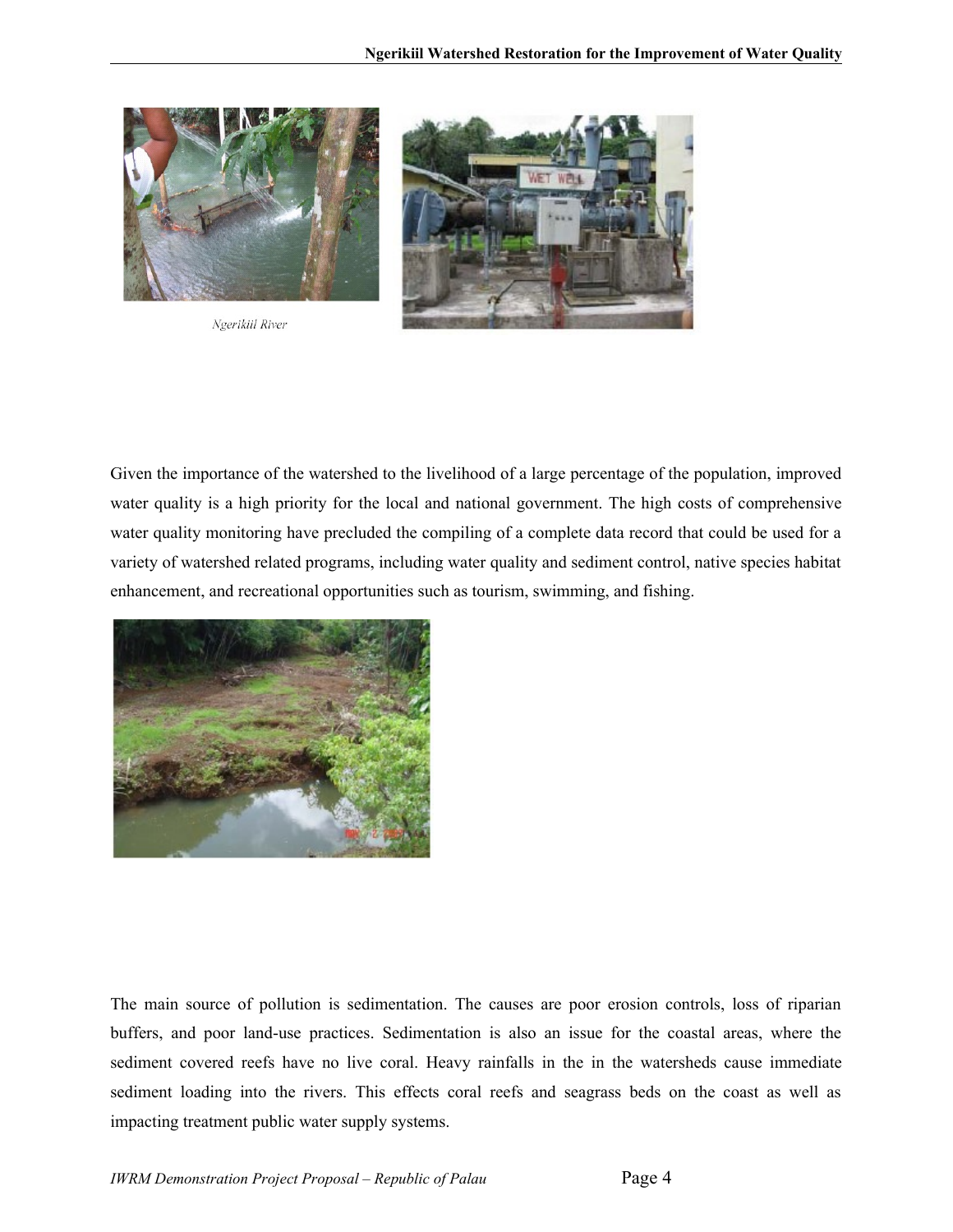Ngerikiil River

Given the importance of the watershed to the livelihood of a large percentage of the population, improved water quality is a high priority for the local and national government. The high costs of comprehensive water quality monitoring have precluded the compiling of a complete data record that could be used for a variety of watershed related programs, including water quality and sediment control, native species habitat enhancement, and recreational opportunities such as tourism, swimming, and fishing.

The main source of pollution is sedimentation. The causes are poor erosion controls, loss of riparian buffers, and poor land-use practices. Sedimentation is also an issue for the coastal areas, where the sediment covered reefs have no live coral. Heavy rainfalls in the in the watersheds cause immediate sediment loading into the rivers. This effects coral reefs and seagrass beds on the coast as well as impacting treatment public water supply systems.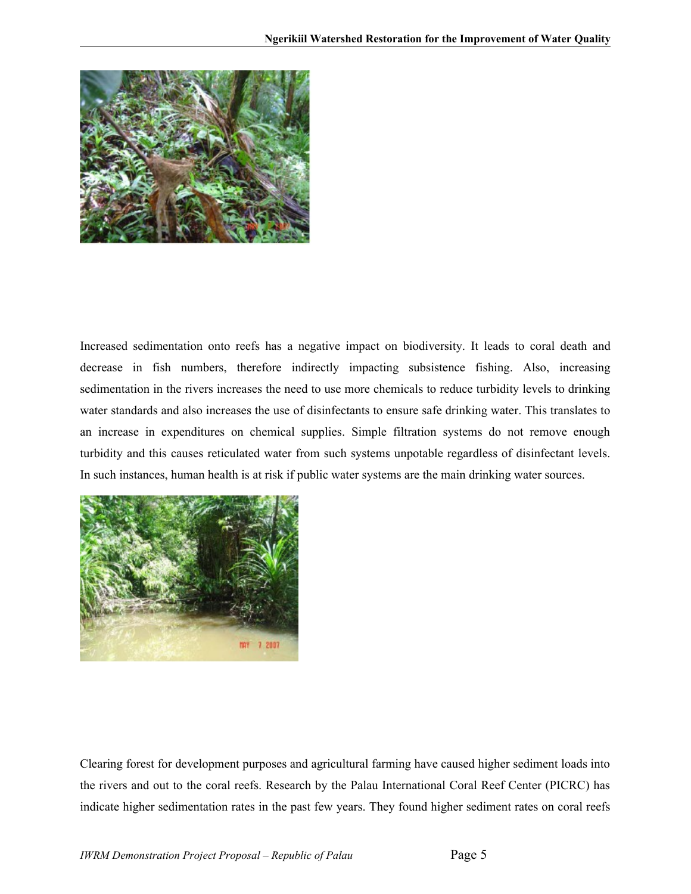Increased sedimentation onto reefs has a negative impact on biodiversity. It leads to coral death and decrease in fish numbers, therefore indirectly impacting subsistence fishing. Also, increasing sedimentation in the rivers increases the need to use more chemicals to reduce turbidity levels to drinking water standards and also increases the use of disinfectants to ensure safe drinking water. This translates to an increase in expenditures on chemical supplies. Simple filtration systems do not remove enough turbidity and this causes reticulated water from such systems unpotable regardless of disinfectant levels. In such instances, human health is at risk if public water systems are the main drinking water sources.

Clearing forest for development purposes and agricultural farming have caused higher sediment loads into the rivers and out to the coral reefs. Research by the Palau International Coral Reef Center (PICRC) has indicate higher sedimentation rates in the past few years. They found higher sediment rates on coral reefs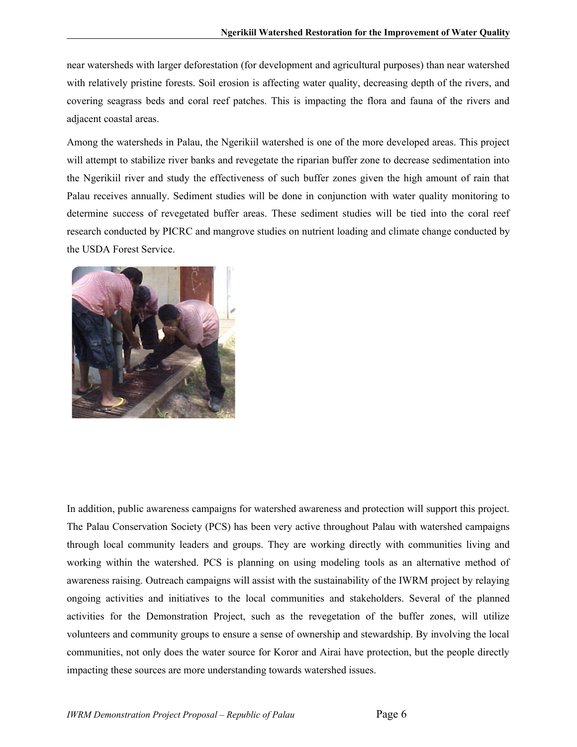near watersheds with larger deforestation (for development and agricultural purposes) than near watershed with relatively pristine forests. Soil erosion is affecting water quality, decreasing depth of the rivers, and covering seagrass beds and coral reef patches. This is impacting the flora and fauna of the rivers and adjacent coastal areas.

Among the watersheds in Palau, the Ngerikiil watershed is one of the more developed areas. This project will attempt to stabilize river banks and revegetate the riparian buffer zone to decrease sedimentation into the Ngerikiil river and study the effectiveness of such buffer zones given the high amount of rain that Palau receives annually. Sediment studies will be done in conjunction with water quality monitoring to determine success of revegetated buffer areas. These sediment studies will be tied into the coral reef research conducted by PICRC and mangrove studies on nutrient loading and climate change conducted by the USDA Forest Service.

In addition, public awareness campaigns for watershed awareness and protection will support this project. The Palau Conservation Society (PCS) has been very active throughout Palau with watershed campaigns through local community leaders and groups. They are working directly with communities living and working within the watershed. PCS is planning on using modeling tools as an alternative method of awareness raising. Outreach campaigns will assist with the sustainability of the IWRM project by relaying ongoing activities and initiatives to the local communities and stakeholders. Several of the planned activities for the Demonstration Project, such as the revegetation of the buffer zones, will utilize volunteers and community groups to ensure a sense of ownership and stewardship. By involving the local communities, not only does the water source for Koror and Airai have protection, but the people directly impacting these sources are more understanding towards watershed issues.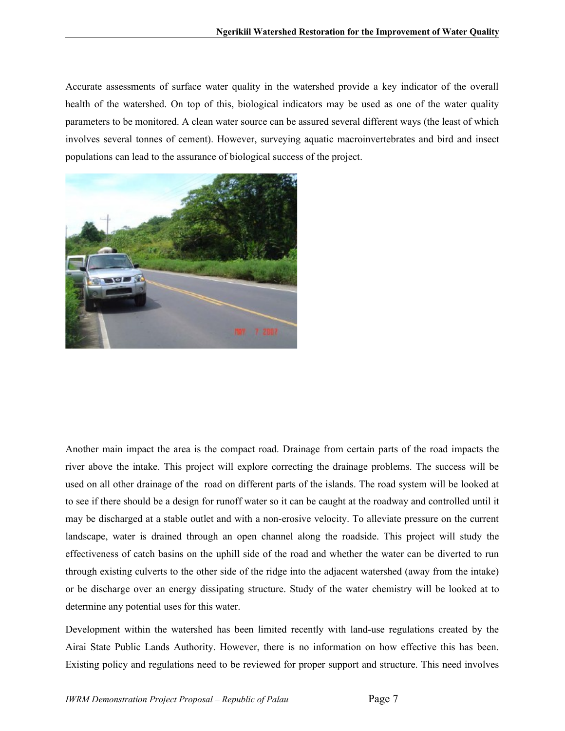Accurate assessments of surface water quality in the watershed provide a key indicator of the overall health of the watershed. On top of this, biological indicators may be used as one of the water quality parameters to be monitored. A clean water source can be assured several different ways (the least of which involves several tonnes of cement). However, surveying aquatic macroinvertebrates and bird and insect populations can lead to the assurance of biological success of the project.

Another main impact the area is the compact road. Drainage from certain parts of the road impacts the river above the intake. This project will explore correcting the drainage problems. The success will be used on all other drainage of the road on different parts of the islands. The road system will be looked at to see if there should be a design for runoff water so it can be caught at the roadway and controlled until it may be discharged at a stable outlet and with a non-erosive velocity. To alleviate pressure on the current landscape, water is drained through an open channel along the roadside. This project will study the effectiveness of catch basins on the uphill side of the road and whether the water can be diverted to run through existing culverts to the other side of the ridge into the adjacent watershed (away from the intake) or be discharge over an energy dissipating structure. Study of the water chemistry will be looked at to determine any potential uses for this water.

Development within the watershed has been limited recently with land-use regulations created by the Airai State Public Lands Authority. However, there is no information on how effective this has been. Existing policy and regulations need to be reviewed for proper support and structure. This need involves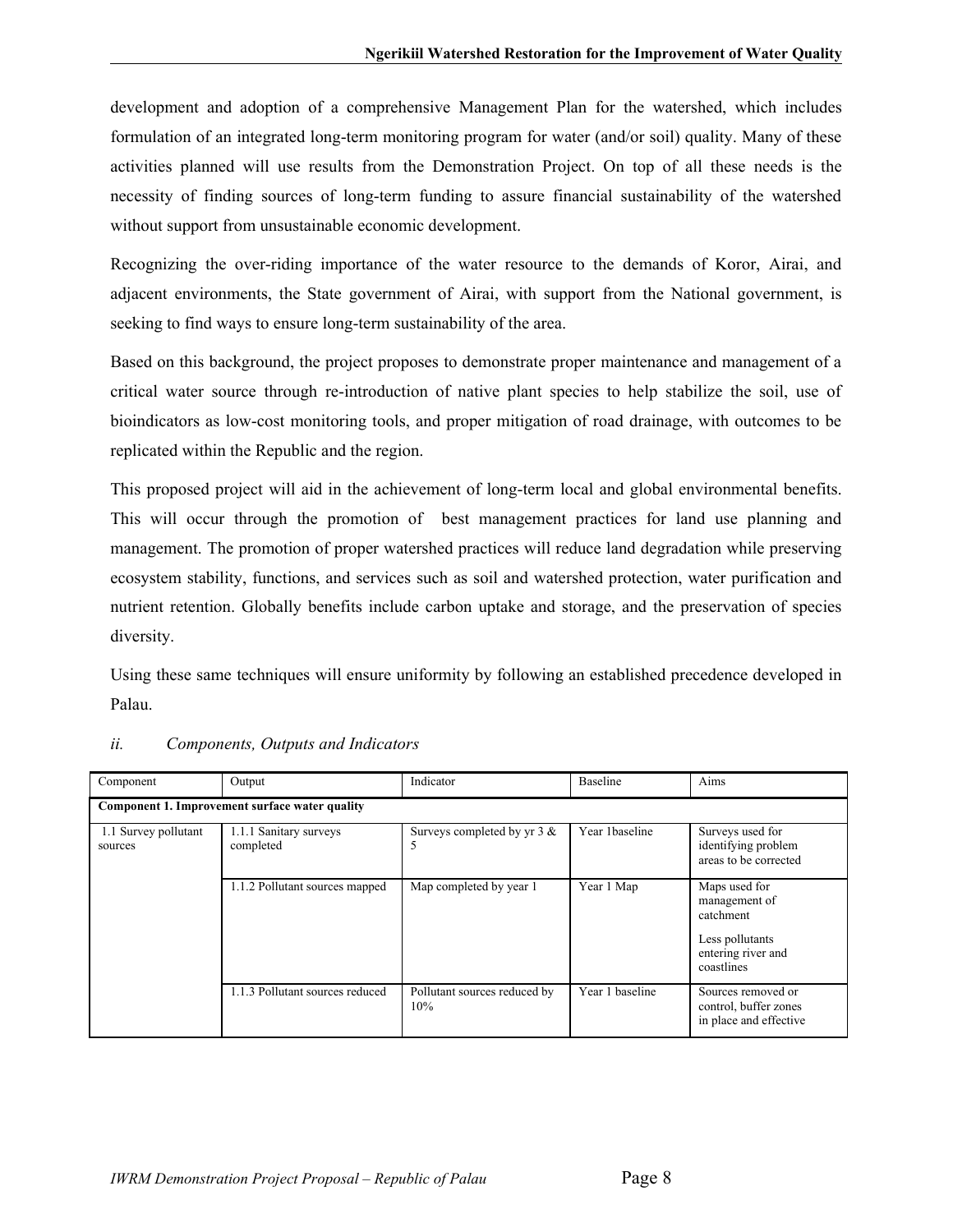development and adoption of a comprehensive Management Plan for the watershed, which includes formulation of an integrated long-term monitoring program for water (and/or soil) quality. Many of these activities planned will use results from the Demonstration Project. On top of all these needs is the necessity of finding sources of long-term funding to assure financial sustainability of the watershed without support from unsustainable economic development.

Recognizing the over-riding importance of the water resource to the demands of Koror, Airai, and adjacent environments, the State government of Airai, with support from the National government, is seeking to find ways to ensure long-term sustainability of the area.

Based on this background, the project proposes to demonstrate proper maintenance and management of a critical water source through re-introduction of native plant species to help stabilize the soil, use of bioindicators as low-cost monitoring tools, and proper mitigation of road drainage, with outcomes to be replicated within the Republic and the region.

This proposed project will aid in the achievement of long-term local and global environmental benefits. This will occur through the promotion of best management practices for land use planning and management. The promotion of proper watershed practices will reduce land degradation while preserving ecosystem stability, functions, and services such as soil and watershed protection, water purification and nutrient retention. Globally benefits include carbon uptake and storage, and the preservation of species diversity.

Using these same techniques will ensure uniformity by following an established precedence developed in Palau.

### *ii. Components, Outputs and Indicators*

| Component | Output | Indicator | Baseline | Aims |
|---|---|---|---|---|
| **Component 1. Improvement surface water quality** | | | | |
| 1.1 Survey pollutant sources | 1.1.1 Sanitary surveys completed | Surveys completed by yr 3 & 5 | Year 1baseline | Surveys used for identifying problem areas to be corrected |
| | 1.1.2 Pollutant sources mapped | Map completed by year 1 | Year 1 Map | Maps used for management of catchment<br><br>Less pollutants entering river and coastlines |
| | 1.1.3 Pollutant sources reduced | Pollutant sources reduced by 10% | Year 1 baseline | Sources removed or control, buffer zones in place and effective |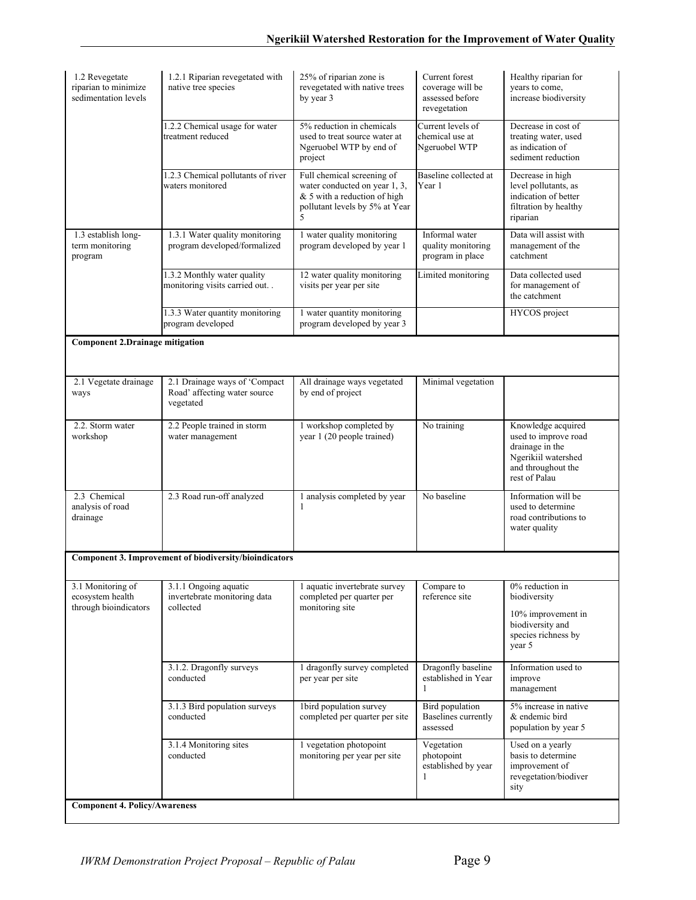| | | | | |
|---|---|---|---|---|
| 1.2 Revegetate riparian to minimize sedimentation levels | 1.2.1 Riparian revegetated with native tree species | 25% of riparian zone is revegetated with native trees by year 3 | Current forest coverage will be assessed before revegetation | Healthy riparian for years to come, increase biodiversity |
| | 1.2.2 Chemical usage for water treatment reduced | 5% reduction in chemicals used to treat source water at Ngeruobel WTP by end of project | Current levels of chemical use at Ngeruobel WTP | Decrease in cost of treating water, used as indication of sediment reduction |
| | 1.2.3 Chemical pollutants of river waters monitored | Full chemical screening of water conducted on year 1, 3, & 5 with a reduction of high pollutant levels by 5% at Year 5 | Baseline collected at Year 1 | Decrease in high level pollutants, as indication of better filtration by healthy riparian |
| 1.3 establish long-term monitoring program | 1.3.1 Water quality monitoring program developed/formalized | 1 water quality monitoring program developed by year 1 | Informal water quality monitoring program in place | Data will assist with management of the catchment |
| | 1.3.2 Monthly water quality monitoring visits carried out. . | 12 water quality monitoring visits per year per site | Limited monitoring | Data collected used for management of the catchment |
| | 1.3.3 Water quantity monitoring program developed | 1 water quantity monitoring program developed by year 3 | | HYCOS project |
| **Component 2.Drainage mitigation** | | | | |
| 2.1 Vegetate drainage ways | 2.1 Drainage ways of 'Compact Road' affecting water source vegetated | All drainage ways vegetated by end of project | Minimal vegetation | |
| 2.2. Storm water workshop | 2.2 People trained in storm water management | 1 workshop completed by year 1 (20 people trained) | No training | Knowledge acquired used to improve road drainage in the Ngerikiil watershed and throughout the rest of Palau |
| 2.3 Chemical analysis of road drainage | 2.3 Road run-off analyzed | 1 analysis completed by year 1 | No baseline | Information will be used to determine road contributions to water quality |
| **Component 3. Improvement of biodiversity/bioindicators** | | | | |
| 3.1 Monitoring of ecosystem health through bioindicators | 3.1.1 Ongoing aquatic invertebrate monitoring data collected | 1 aquatic invertebrate survey completed per quarter per monitoring site | Compare to reference site | 0% reduction in biodiversity<br>10% improvement in biodiversity and species richness by year 5 |
| | 3.1.2. Dragonfly surveys conducted | 1 dragonfly survey completed per year per site | Dragonfly baseline established in Year 1 | Information used to improve management |
| | 3.1.3 Bird population surveys conducted | 1bird population survey completed per quarter per site | Bird population Baselines currently assessed | 5% increase in native & endemic bird population by year 5 |
| | 3.1.4 Monitoring sites conducted | 1 vegetation photopoint monitoring per year per site | Vegetation photopoint established by year 1 | Used on a yearly basis to determine improvement of revegetation/biodiversity |
| **Component 4. Policy/Awareness** | | | | |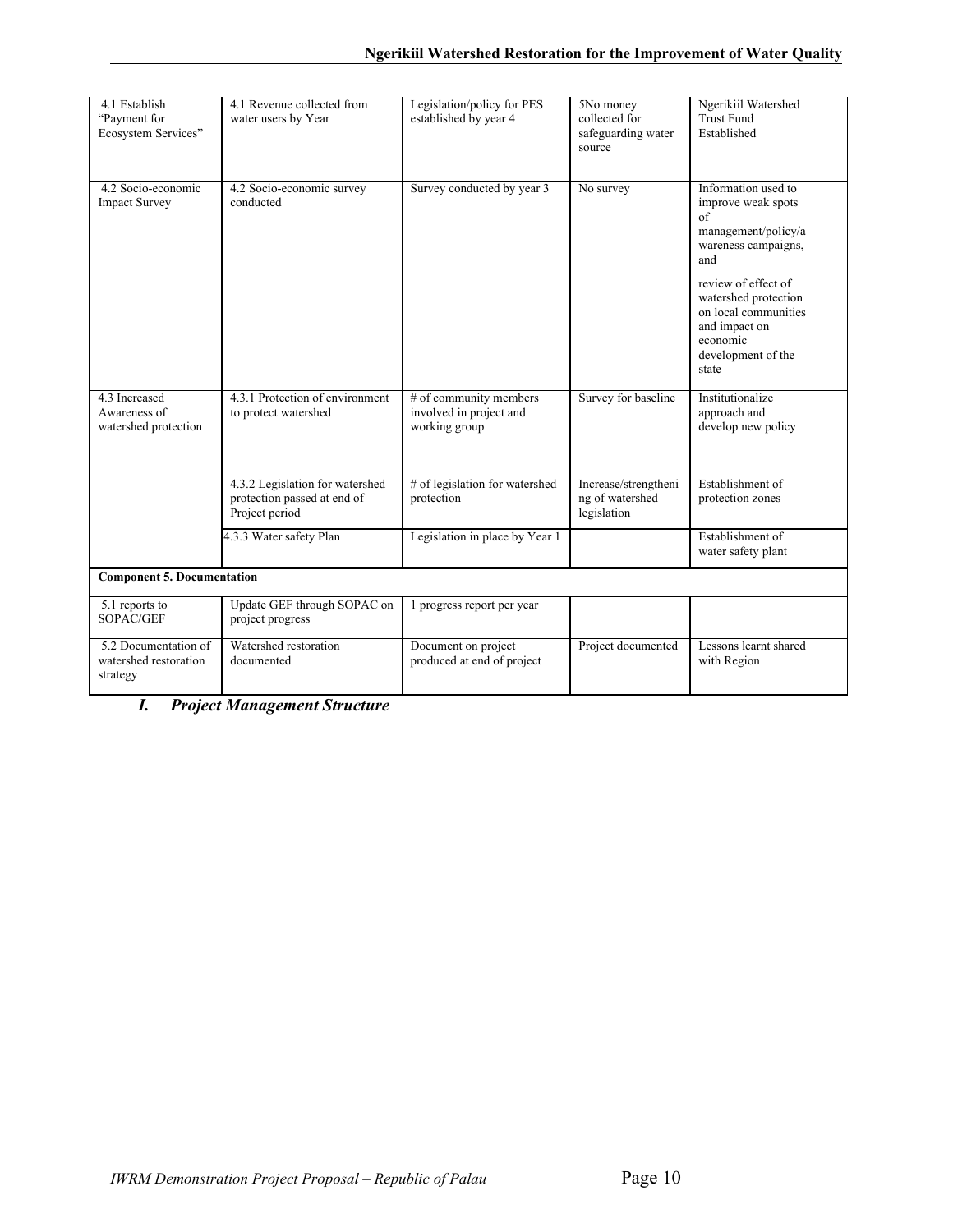| 4.1 Establish "Payment for Ecosystem Services" | 4.1 Revenue collected from water users by Year | Legislation/policy for PES established by year 4 | 5No money collected for safeguarding water source | Ngerikiil Watershed Trust Fund Established |
|---|---|---|---|---|
| 4.2 Socio-economic Impact Survey | 4.2 Socio-economic survey conducted | Survey conducted by year 3 | No survey | Information used to improve weak spots of management/policy/awareness campaigns, and<br><br>review of effect of watershed protection on local communities and impact on economic development of the state |
| 4.3 Increased Awareness of watershed protection | 4.3.1 Protection of environment to protect watershed | # of community members involved in project and working group | Survey for baseline | Institutionalize approach and develop new policy |
| | 4.3.2 Legislation for watershed protection passed at end of Project period | # of legislation for watershed protection | Increase/strengthening of watershed legislation | Establishment of protection zones |
| | 4.3.3 Water safety Plan | Legislation in place by Year 1 | | Establishment of water safety plant |
| **Component 5. Documentation** | | | | |
| 5.1 reports to SOPAC/GEF | Update GEF through SOPAC on project progress | 1 progress report per year | | |
| 5.2 Documentation of watershed restoration strategy | Watershed restoration documented | Document on project produced at end of project | Project documented | Lessons learnt shared with Region |

## *I. Project Management Structure*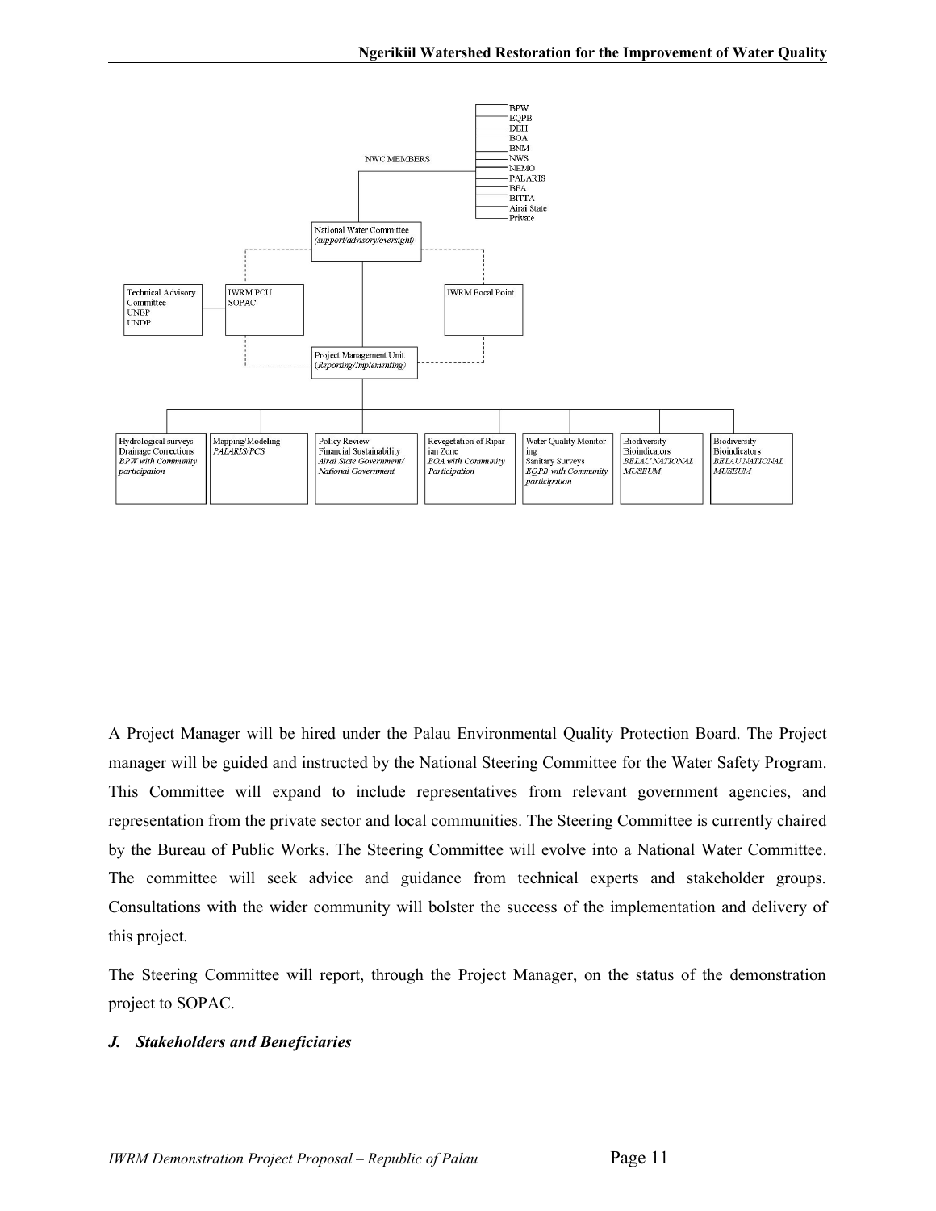NWC MEMBERS

- BPW
- EQPB
- DEH
- BOA
- BNM
- NWS
- NEMO
- PALARIS
- BFA
- BITTA
- Airai State
- Private

National Water Committee
*(support/advisory/oversight)*

Technical Advisory Committee
UNEP
UNDP

IWRM PCU
SOPAC

IWRM Focal Point

Project Management Unit
*(Reporting/Implementing)*

| Hydrological surveys<br>Drainage Corrections<br>*BPW with Community participation* | Mapping/Modeling<br>*PALARIS/PCS* | Policy Review<br>Financial Sustainability<br>*Airai State Government/ National Government* | Revegetation of Riparian Zone<br>*BOA with Community Participation* | Water Quality Monitoring<br>Sanitary Surveys<br>*EQPB with Community participation* | Biodiversity<br>Bioindicators<br>*BELAU NATIONAL MUSEUM* | Biodiversity<br>Bioindicators<br>*BELAU NATIONAL MUSEUM* |
|---|---|---|---|---|---|---|

A Project Manager will be hired under the Palau Environmental Quality Protection Board. The Project manager will be guided and instructed by the National Steering Committee for the Water Safety Program. This Committee will expand to include representatives from relevant government agencies, and representation from the private sector and local communities. The Steering Committee is currently chaired by the Bureau of Public Works. The Steering Committee will evolve into a National Water Committee. The committee will seek advice and guidance from technical experts and stakeholder groups. Consultations with the wider community will bolster the success of the implementation and delivery of this project.

The Steering Committee will report, through the Project Manager, on the status of the demonstration project to SOPAC.

### *J. Stakeholders and Beneficiaries*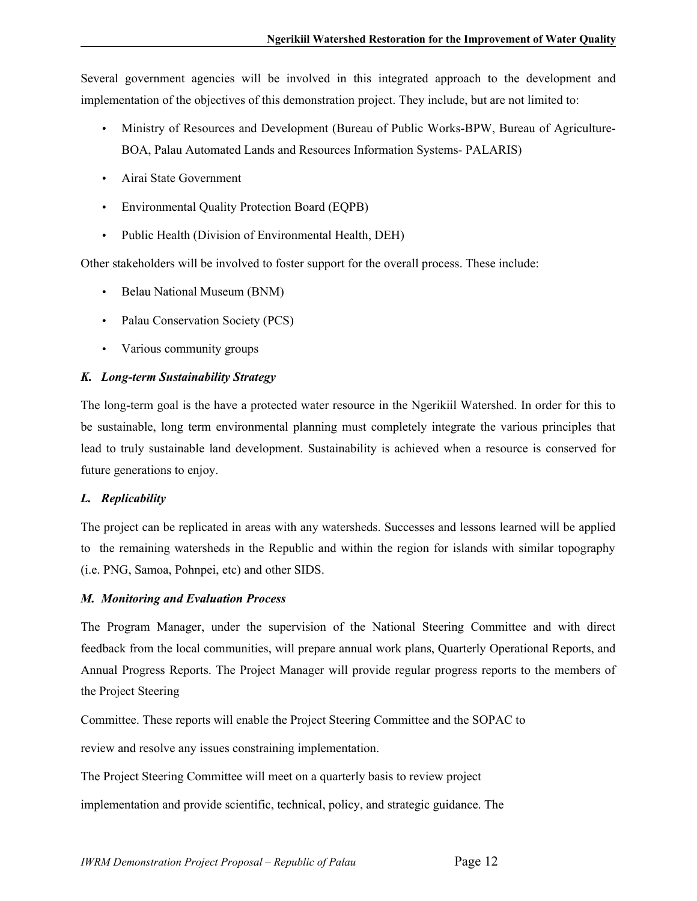Several government agencies will be involved in this integrated approach to the development and implementation of the objectives of this demonstration project. They include, but are not limited to:

- Ministry of Resources and Development (Bureau of Public Works-BPW, Bureau of Agriculture-BOA, Palau Automated Lands and Resources Information Systems- PALARIS)
- Airai State Government
- Environmental Quality Protection Board (EQPB)
- Public Health (Division of Environmental Health, DEH)

Other stakeholders will be involved to foster support for the overall process. These include:

- Belau National Museum (BNM)
- Palau Conservation Society (PCS)
- Various community groups

### *K. Long-term Sustainability Strategy*

The long-term goal is the have a protected water resource in the Ngerikiil Watershed. In order for this to be sustainable, long term environmental planning must completely integrate the various principles that lead to truly sustainable land development. Sustainability is achieved when a resource is conserved for future generations to enjoy.

### *L. Replicability*

The project can be replicated in areas with any watersheds. Successes and lessons learned will be applied to the remaining watersheds in the Republic and within the region for islands with similar topography (i.e. PNG, Samoa, Pohnpei, etc) and other SIDS.

### *M. Monitoring and Evaluation Process*

The Program Manager, under the supervision of the National Steering Committee and with direct feedback from the local communities, will prepare annual work plans, Quarterly Operational Reports, and Annual Progress Reports. The Project Manager will provide regular progress reports to the members of the Project Steering

Committee. These reports will enable the Project Steering Committee and the SOPAC to

review and resolve any issues constraining implementation.

The Project Steering Committee will meet on a quarterly basis to review project

implementation and provide scientific, technical, policy, and strategic guidance. The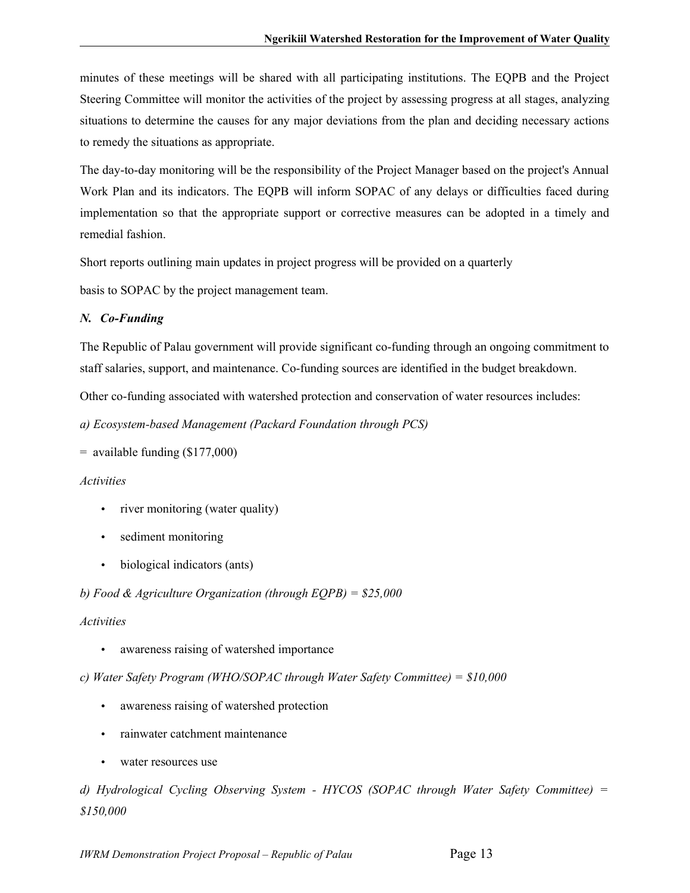minutes of these meetings will be shared with all participating institutions. The EQPB and the Project Steering Committee will monitor the activities of the project by assessing progress at all stages, analyzing situations to determine the causes for any major deviations from the plan and deciding necessary actions to remedy the situations as appropriate.

The day-to-day monitoring will be the responsibility of the Project Manager based on the project's Annual Work Plan and its indicators. The EQPB will inform SOPAC of any delays or difficulties faced during implementation so that the appropriate support or corrective measures can be adopted in a timely and remedial fashion.

Short reports outlining main updates in project progress will be provided on a quarterly

basis to SOPAC by the project management team.

### *N. Co-Funding*

The Republic of Palau government will provide significant co-funding through an ongoing commitment to staff salaries, support, and maintenance. Co-funding sources are identified in the budget breakdown.

Other co-funding associated with watershed protection and conservation of water resources includes:

*a) Ecosystem-based Management (Packard Foundation through PCS)*

= available funding ($177,000)

*Activities*

- river monitoring (water quality)
- sediment monitoring
- biological indicators (ants)

*b) Food & Agriculture Organization (through EQPB) = $25,000*

*Activities*

- awareness raising of watershed importance

*c) Water Safety Program (WHO/SOPAC through Water Safety Committee) = $10,000*

- awareness raising of watershed protection
- rainwater catchment maintenance
- water resources use

*d) Hydrological Cycling Observing System - HYCOS (SOPAC through Water Safety Committee) = $150,000*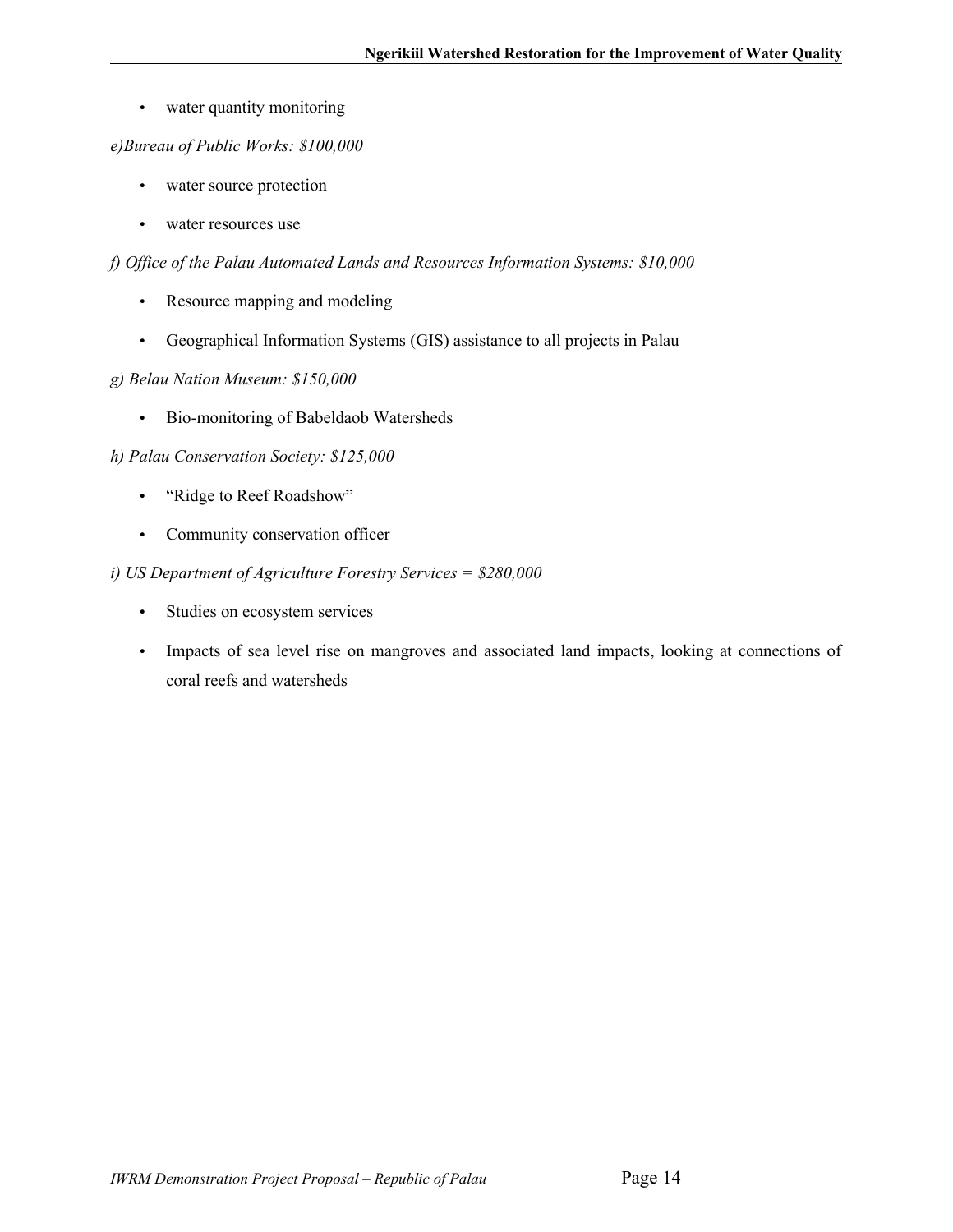- water quantity monitoring

*e)Bureau of Public Works: $100,000*

- water source protection
- water resources use

*f) Office of the Palau Automated Lands and Resources Information Systems: $10,000*

- Resource mapping and modeling
- Geographical Information Systems (GIS) assistance to all projects in Palau

*g) Belau Nation Museum: $150,000*

- Bio-monitoring of Babeldaob Watersheds

*h) Palau Conservation Society: $125,000*

- "Ridge to Reef Roadshow"
- Community conservation officer

*i) US Department of Agriculture Forestry Services = $280,000*

- Studies on ecosystem services
- Impacts of sea level rise on mangroves and associated land impacts, looking at connections of coral reefs and watersheds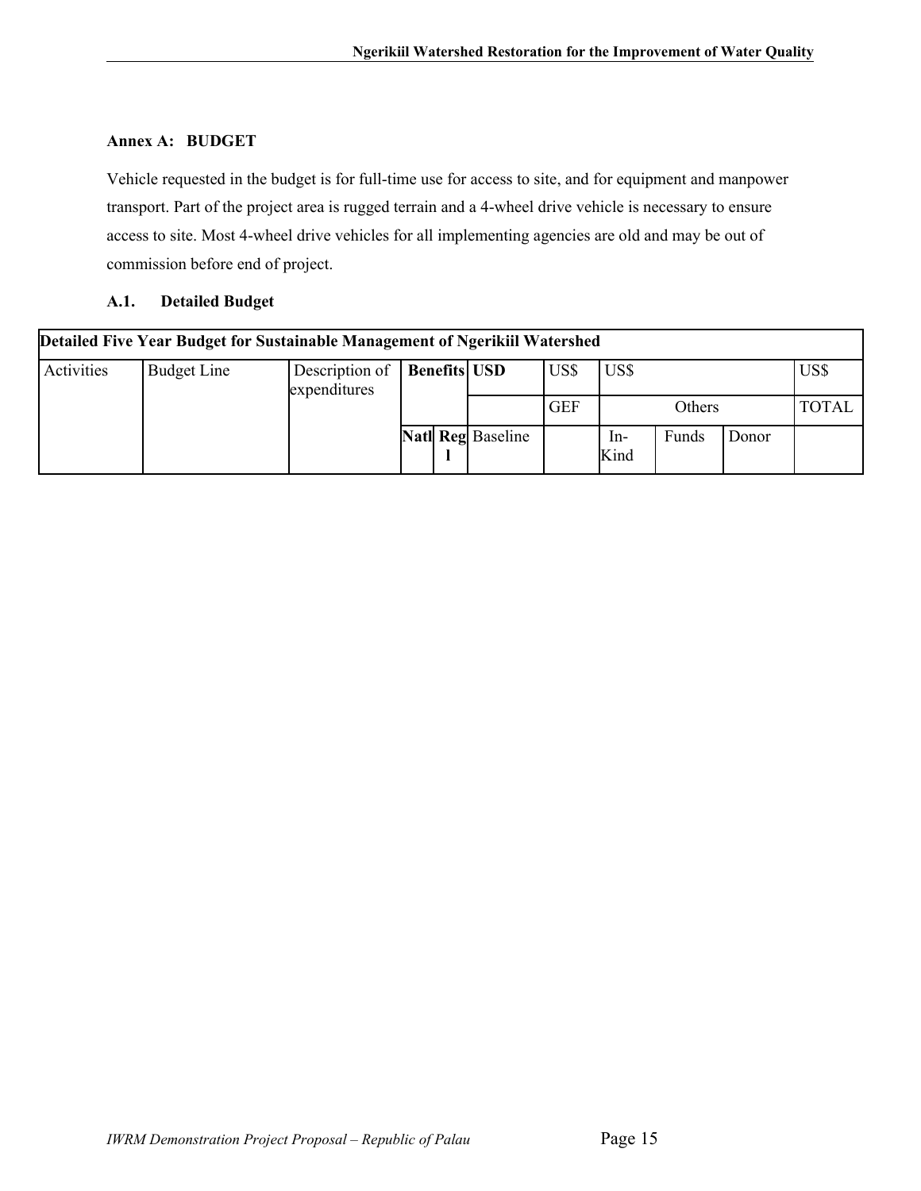## Annex A: BUDGET

Vehicle requested in the budget is for full-time use for access to site, and for equipment and manpower transport. Part of the project area is rugged terrain and a 4-wheel drive vehicle is necessary to ensure access to site. Most 4-wheel drive vehicles for all implementing agencies are old and may be out of commission before end of project.

### A.1. Detailed Budget

| Detailed Five Year Budget for Sustainable Management of Ngerikiil Watershed | | | | | | | | | | |
|---|---|---|---|---|---|---|---|---|---|---|
| Activities | Budget Line | Description of expenditures | **Benefits** | | **USD** | US$ | US$ | | | US$ |
| | | | | | | GEF | Others | | | TOTAL |
| | | | **Natl** | **Regl** | Baseline | | In-Kind | Funds | Donor | |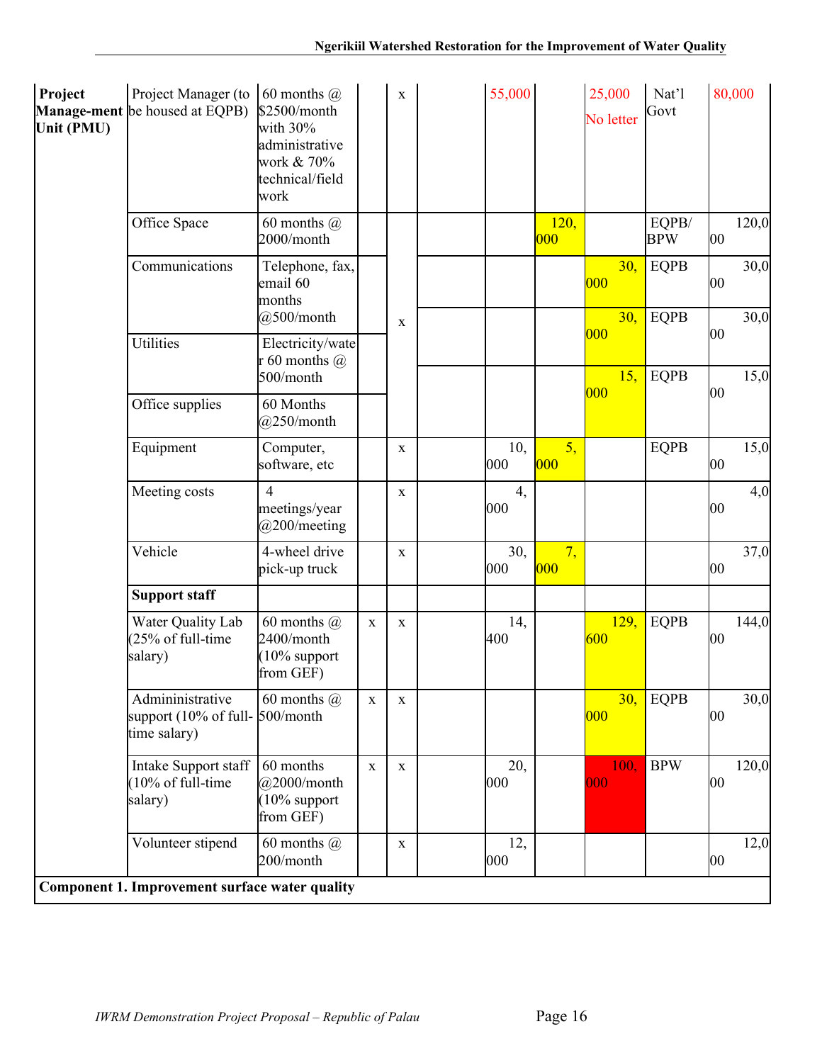| | | | | | | | | | | |
|---|---|---|---|---|---|---|---|---|---|---|
| **Project Manage-ment Unit (PMU)** | Project Manager (to be housed at EQPB) | 60 months @ $2500/month with 30% administrative work & 70% technical/field work | | x | | 55,000 | | 25,000 No letter | Nat'l Govt | 80,000 |
| | Office Space | 60 months @ 2000/month | | x | | | 120,000 | | EQPB/ BPW | 120,000 |
| | Communications | Telephone, fax, email 60 months @500/month | | x | | | | 30,000 | EQPB | 30,000 |
| | | | | | | | | 30,000 | EQPB | 30,000 |
| | Utilities | Electricity/water 60 months @ 500/month | | x | | | | 15,000 | EQPB | 15,000 |
| | Office supplies | 60 Months @250/month | | x | | | | | | |
| | Equipment | Computer, software, etc | | x | | 10,000 | 5,000 | | EQPB | 15,000 |
| | Meeting costs | 4 meetings/year @200/meeting | | x | | 4,000 | | | | 4,000 |
| | Vehicle | 4-wheel drive pick-up truck | | x | | 30,000 | 7,000 | | | 37,000 |
| | **Support staff** | | | | | | | | | |
| | Water Quality Lab (25% of full-time salary) | 60 months @ 2400/month (10% support from GEF) | x | x | | 14,400 | | 129,600 | EQPB | 144,000 |
| | Admininistrative support (10% of full-time salary) | 60 months @ 500/month | x | x | | | | 30,000 | EQPB | 30,000 |
| | Intake Support staff (10% of full-time salary) | 60 months @2000/month (10% support from GEF) | x | x | | 20,000 | | 100,000 | BPW | 120,000 |
| | Volunteer stipend | 60 months @ 200/month | | x | | 12,000 | | | | 12,000 |
| **Component 1. Improvement surface water quality** | | | | | | | | | | |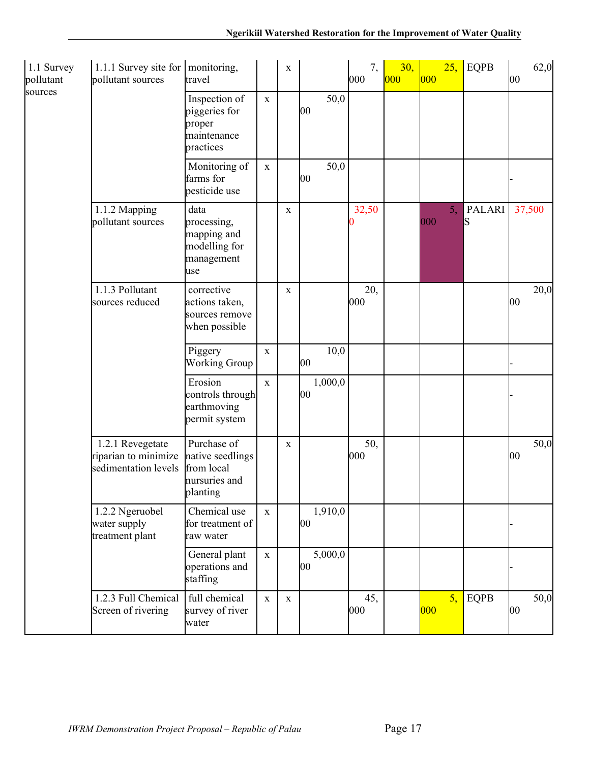| | | | | | | | | | | |
|---|---|---|---|---|---|---|---|---|---|---|
| 1.1 Survey pollutant sources | 1.1.1 Survey site for pollutant sources | monitoring, travel | | x | | 7,000 | 30,000 | 25,000 | EQPB | 62,000 |
| | | Inspection of piggeries for proper maintenance practices | x | | 50,000 | | | | | |
| | | Monitoring of farms for pesticide use | x | | 50,000 | | | | | - |
| | 1.1.2 Mapping pollutant sources | data processing, mapping and modelling for management use | | x | | 32,500 | | 5,000 | PALARIS | 37,500 |
| | 1.1.3 Pollutant sources reduced | corrective actions taken, sources remove when possible | | x | | 20,000 | | | | 20,000 |
| | | Piggery Working Group | x | | 10,000 | | | | | - |
| | | Erosion controls through earthmoving permit system | x | | 1,000,000 | | | | | - |
| | 1.2.1 Revegetate riparian to minimize sedimentation levels | Purchase of native seedlings from local nurseries and planting | | x | | 50,000 | | | | 50,000 |
| | 1.2.2 Ngeruobel water supply treatment plant | Chemical use for treatment of raw water | x | | 1,910,000 | | | | | - |
| | | General plant operations and staffing | x | | 5,000,000 | | | | | - |
| | 1.2.3 Full Chemical Screen of rivering | full chemical survey of river water | x | x | | 45,000 | | 5,000 | EQPB | 50,000 |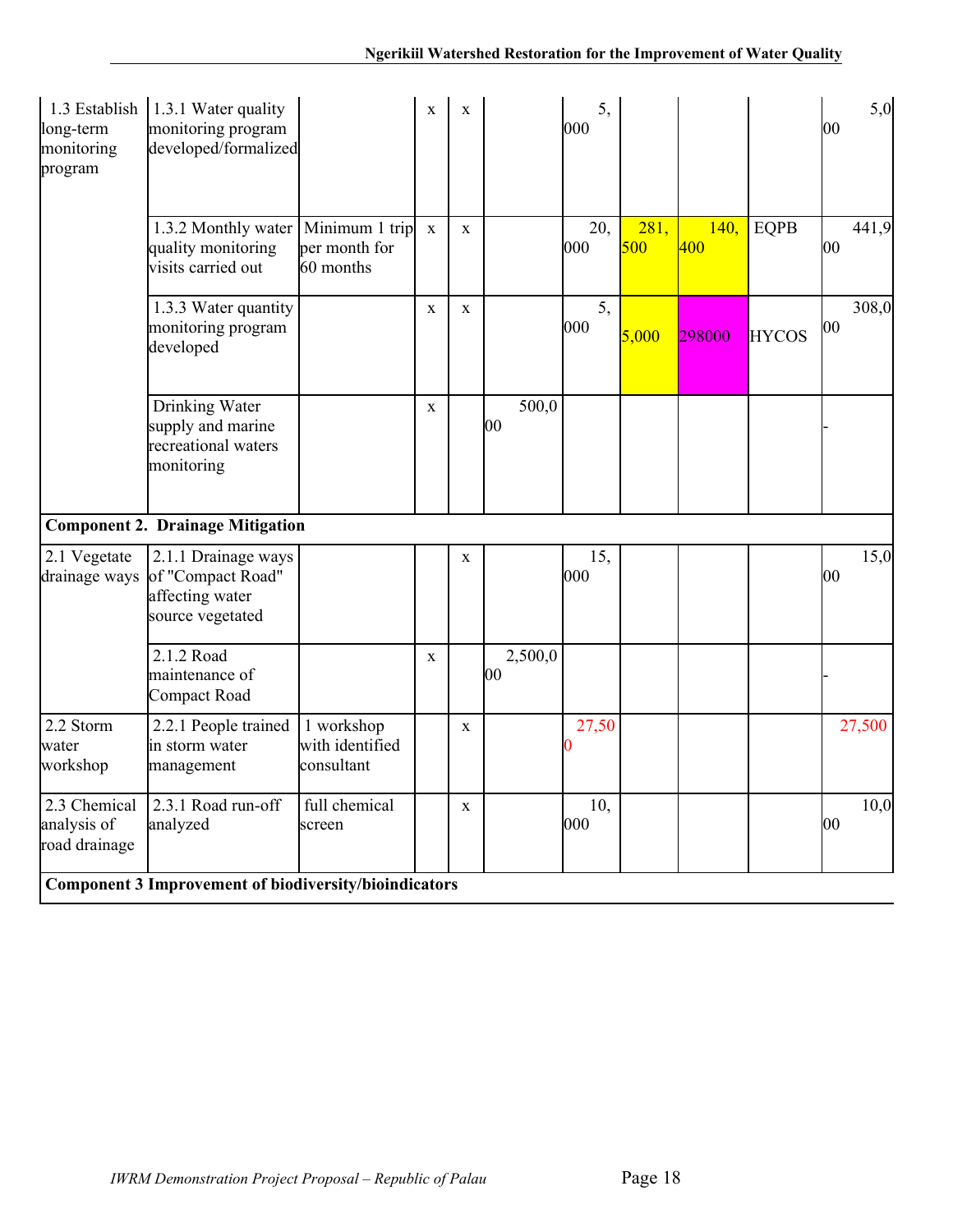| | | | | | | | | | | |
|---|---|---|---|---|---|---|---|---|---|---|
| 1.3 Establish long-term monitoring program | 1.3.1 Water quality monitoring program developed/formalized | | x | x | | 5,000 | | | | 5,000 |
| | 1.3.2 Monthly water quality monitoring visits carried out | Minimum 1 trip per month for 60 months | x | x | | 20,000 | 281,500 | 140,400 | EQPB | 441,900 |
| | 1.3.3 Water quantity monitoring program developed | | x | x | | 5,000 | 5,000 | 298000 | HYCOS | 308,000 |
| | Drinking Water supply and marine recreational waters monitoring | | x | | 500,000 | | | | | - |
| **Component 2. Drainage Mitigation** | | | | | | | | | | |
| 2.1 Vegetate drainage ways | 2.1.1 Drainage ways of "Compact Road" affecting water source vegetated | | | x | | 15,000 | | | | 15,000 |
| | 2.1.2 Road maintenance of Compact Road | | x | | 2,500,000 | | | | | - |
| 2.2 Storm water workshop | 2.2.1 People trained in storm water management | 1 workshop with identified consultant | | x | | 27,500 | | | | 27,500 |
| 2.3 Chemical analysis of road drainage | 2.3.1 Road run-off analyzed | full chemical screen | | x | | 10,000 | | | | 10,000 |
| **Component 3 Improvement of biodiversity/bioindicators** | | | | | | | | | | |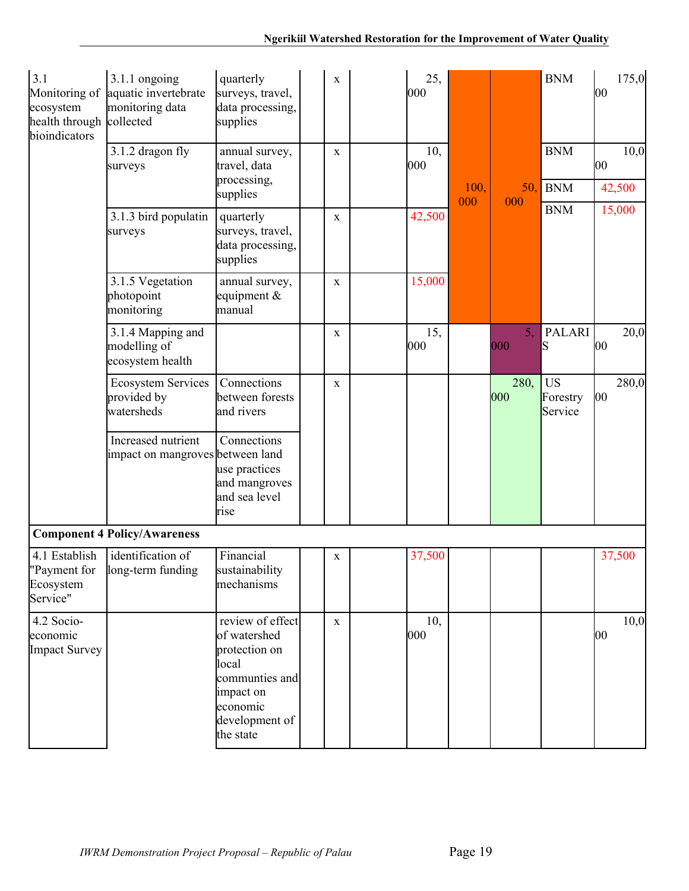| | | | | | | | | | | |
|---|---|---|---|---|---|---|---|---|---|---|
| 3.1 Monitoring of ecosystem health through bioindicators | 3.1.1 ongoing aquatic invertebrate monitoring data collected | quarterly surveys, travel, data processing, supplies | | x | | 25,000 | 100,000 | 50,000 | BNM | 175,000 |
| | 3.1.2 dragon fly surveys | annual survey, travel, data processing, supplies | | x | | 10,000 | | | BNM | 10,000 |
| | | | | | | | | | BNM | 42,500 |
| | 3.1.3 bird populatin surveys | quarterly surveys, travel, data processing, supplies | | x | | 42,500 | | | BNM | 15,000 |
| | 3.1.5 Vegetation photopoint monitoring | annual survey, equipment & manual | | x | | 15,000 | | | | |
| | 3.1.4 Mapping and modelling of ecosystem health | | | x | | 15,000 | | 5,000 | PALARIS | 20,000 |
| | Ecosystem Services provided by watersheds | Connections between forests and rivers | | x | | | | 280,000 | US Forestry Service | 280,000 |
| | Increased nutrient impact on mangroves | Connections between land use practices and mangroves and sea level rise | | | | | | | | |
| **Component 4 Policy/Awareness** | | | | | | | | | | |
| 4.1 Establish "Payment for Ecosystem Service" | identification of long-term funding | Financial sustainability mechanisms | | x | | 37,500 | | | | 37,500 |
| 4.2 Socio-economic Impact Survey | | review of effect of watershed protection on local communties and impact on economic development of the state | | x | | 10,000 | | | | 10,000 |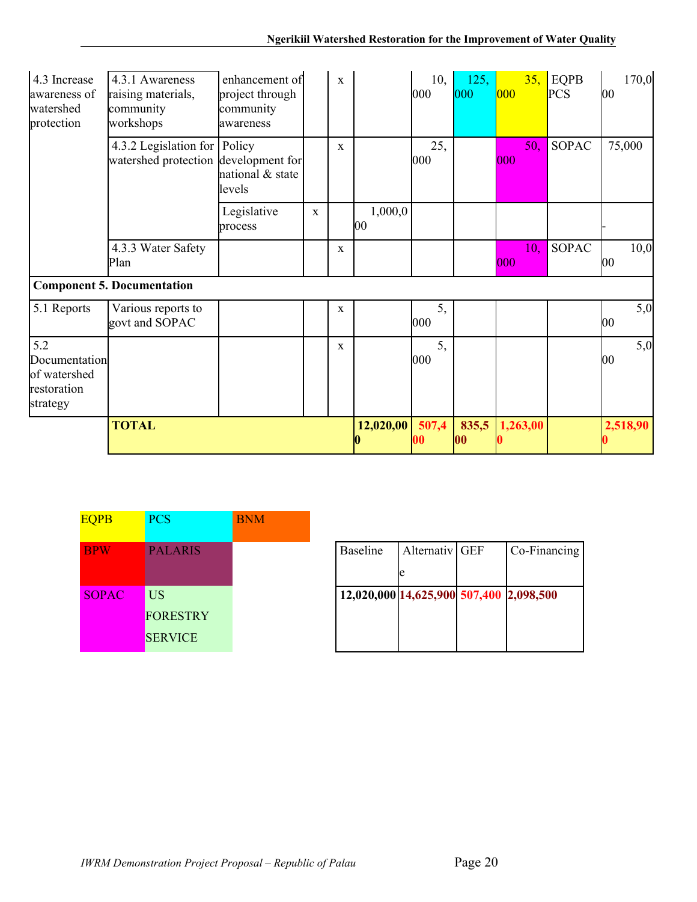| | | | | | | | | | | |
|---|---|---|---|---|---|---|---|---|---|---|
| 4.3 Increase awareness of watershed protection | 4.3.1 Awareness raising materials, community workshops | enhancement of project through community awareness | | x | | 10,000 | 125,000 | 35,000 | EQPB PCS | 170,000 |
| | 4.3.2 Legislation for watershed protection | Policy development for national & state levels | | x | | 25,000 | | 50,000 | SOPAC | 75,000 |
| | | Legislative process | x | | 1,000,000 | | | | | - |
| | 4.3.3 Water Safety Plan | | | x | | | | 10,000 | SOPAC | 10,000 |
| **Component 5. Documentation** | | | | | | | | | | |
| 5.1 Reports | Various reports to govt and SOPAC | | | x | | 5,000 | | | | 5,000 |
| 5.2 Documentation of watershed restoration strategy | | | | x | | 5,000 | | | | 5,000 |
| | **TOTAL** | | | | **12,020,000** | **507,400** | **835,500** | **1,263,000** | | **2,518,900** |

| | | |
|---|---|---|
| EQPB | PCS | BNM |
| BPW | PALARIS | |
| SOPAC | US FORESTRY SERVICE | |

| Baseline | Alternative | GEF | Co-Financing |
|---|---|---|---|
| **12,020,000** | **14,625,900** | **507,400** | **2,098,500** |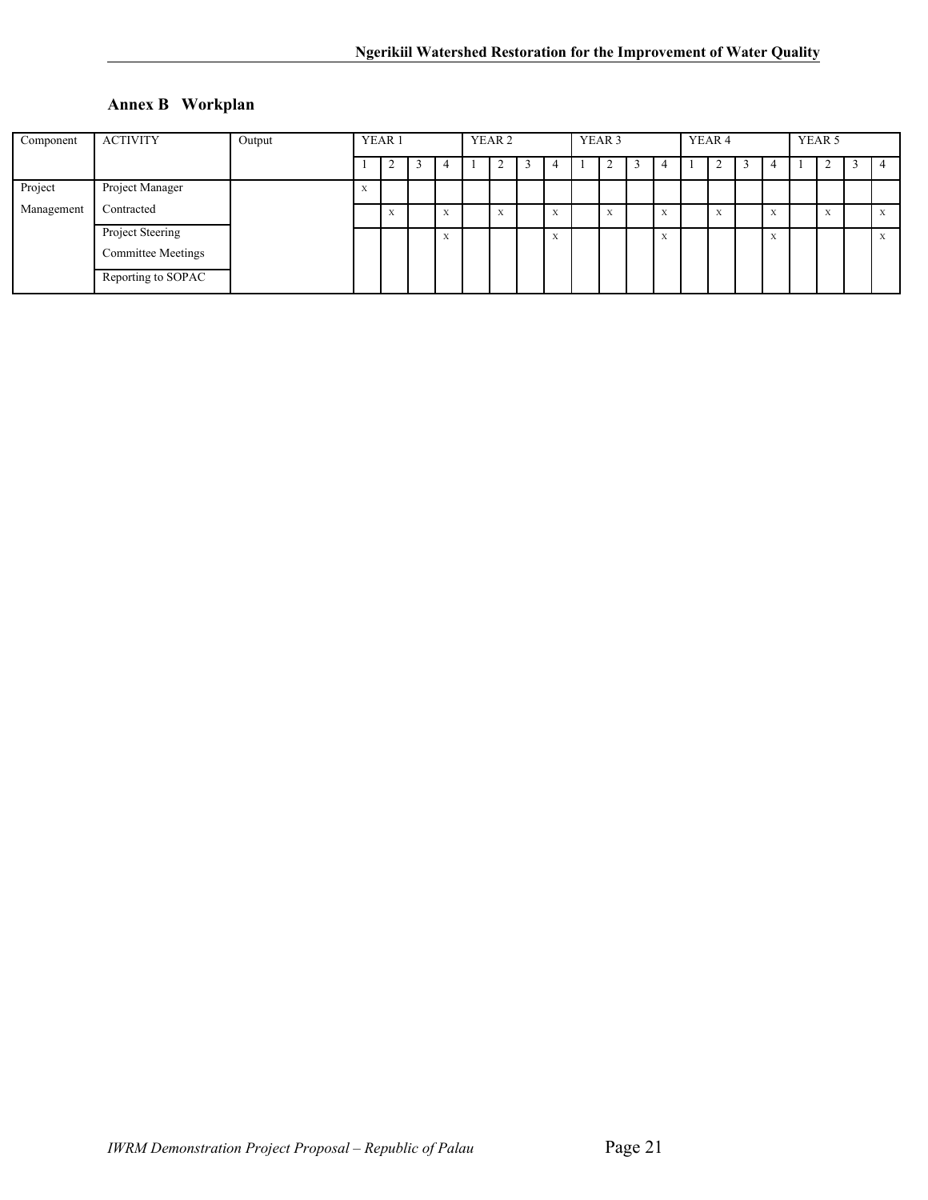## Annex B Workplan

| Component | ACTIVITY | Output | YEAR 1 | | | | YEAR 2 | | | | YEAR 3 | | | | YEAR 4 | | | | YEAR 5 | | | |
|---|---|---|---|---|---|---|---|---|---|---|---|---|---|---|---|---|---|---|---|---|---|---|
| | | | 1 | 2 | 3 | 4 | 1 | 2 | 3 | 4 | 1 | 2 | 3 | 4 | 1 | 2 | 3 | 4 | 1 | 2 | 3 | 4 |
| Project Management | Project Manager Contracted | | X | | | | | | | | | | | | | | | | | | | |
| | | | | X | | X | | X | | X | | X | | X | | X | | X | | X | | X |
| | Project Steering Committee Meetings | | | | | X | | | | X | | | | X | | | | X | | | | X |
| | Reporting to SOPAC | | | | | | | | | | | | | | | | | | | | | |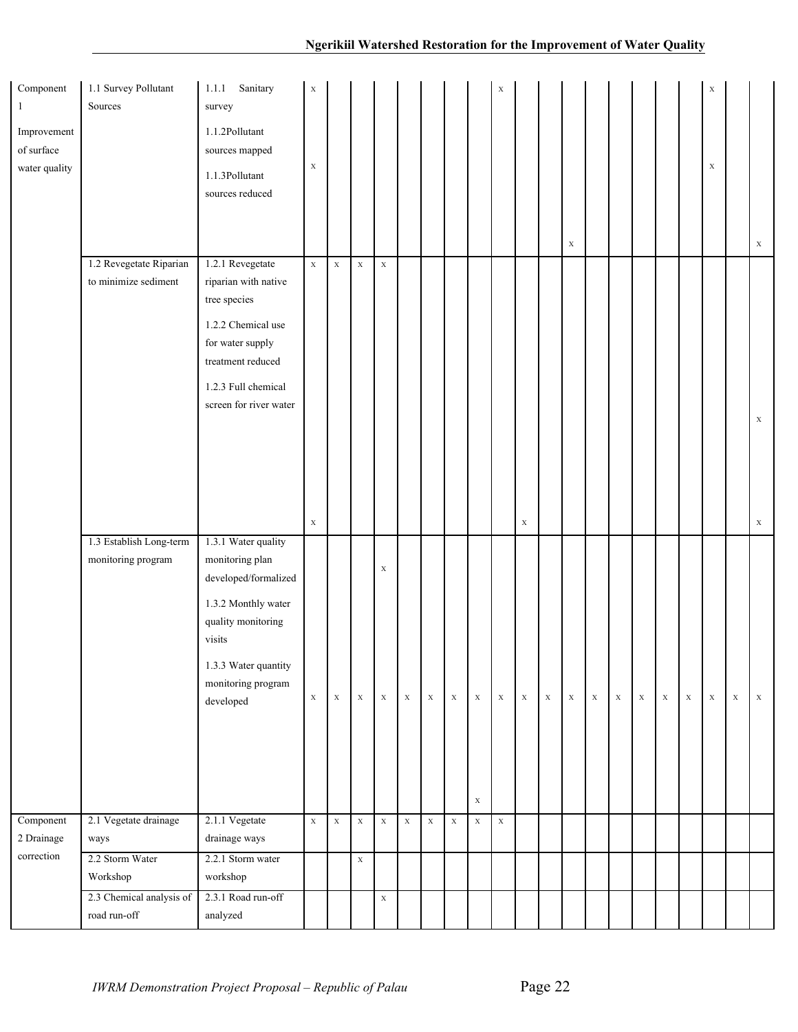| | | | | | | | | | | | | | | | | | | | | | | |
|---|---|---|---|---|---|---|---|---|---|---|---|---|---|---|---|---|---|---|---|---|---|---|
| Component 1<br>Improvement of surface water quality | 1.1 Survey Pollutant Sources | 1.1.1 Sanitary survey | x | | | | | | | | x | | | | | | | | | x | | |
| | | 1.1.2Pollutant sources mapped | x | | | | | | | | | | | | | | | | | x | | |
| | | 1.1.3Pollutant sources reduced | | | | | | | | | | | | x | | | | | | | | x |
| | 1.2 Revegetate Riparian to minimize sediment | 1.2.1 Revegetate riparian with native tree species | x | x | x | x | | | | | | | | | | | | | | | | |
| | | 1.2.2 Chemical use for water supply treatment reduced | | | | | | | | | | | | | | | | | | | | x |
| | | 1.2.3 Full chemical screen for river water | x | | | | | | | | | x | | | | | | | | | | x |
| | 1.3 Establish Long-term monitoring program | 1.3.1 Water quality monitoring plan developed/formalized | | | | x | | | | | | | | | | | | | | | | |
| | | 1.3.2 Monthly water quality monitoring visits | x | x | x | x | x | x | x | x | x | x | x | x | x | x | x | x | x | x | x | x |
| | | 1.3.3 Water quantity monitoring program developed | | | | | | | | x | | | | | | | | | | | | |
| Component 2 Drainage correction | 2.1 Vegetate drainage ways | 2.1.1 Vegetate drainage ways | x | x | x | x | x | x | x | x | x | | | | | | | | | | | |
| | 2.2 Storm Water Workshop | 2.2.1 Storm water workshop | | | x | | | | | | | | | | | | | | | | | |
| | 2.3 Chemical analysis of road run-off | 2.3.1 Road run-off analyzed | | | | x | | | | | | | | | | | | | | | | |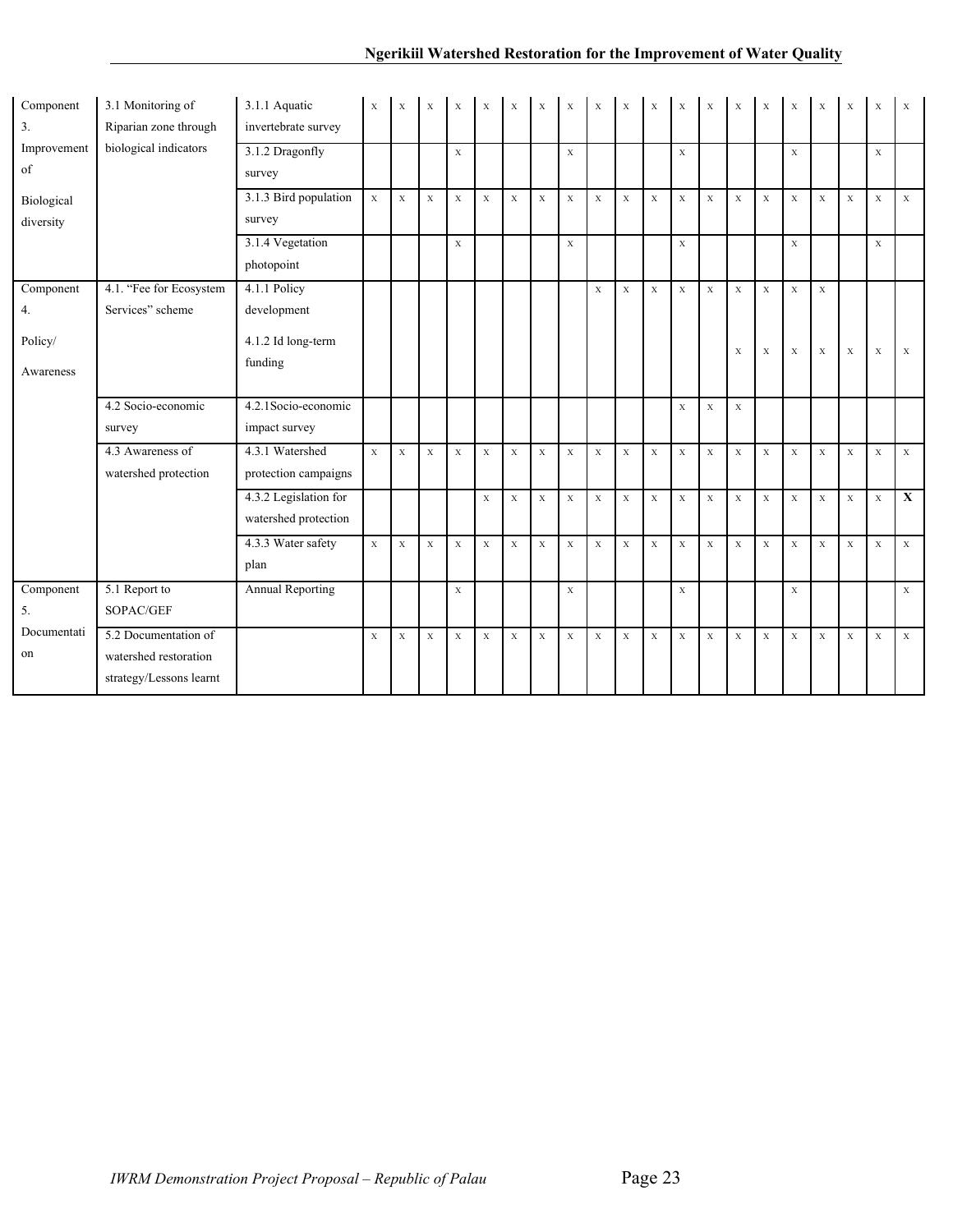| | | | | | | | | | | | | | | | | | | | | | | |
|---|---|---|---|---|---|---|---|---|---|---|---|---|---|---|---|---|---|---|---|---|---|---|
| Component 3. Improvement of Biological diversity | 3.1 Monitoring of Riparian zone through biological indicators | 3.1.1 Aquatic invertebrate survey | x | x | x | x | x | x | x | x | x | x | x | x | x | x | x | x | x | x | x | x |
| | | 3.1.2 Dragonfly survey | | | | x | | | | x | | | | x | | | | x | | | x | |
| | | 3.1.3 Bird population survey | x | x | x | x | x | x | x | x | x | x | x | x | x | x | x | x | x | x | x | x |
| | | 3.1.4 Vegetation photopoint | | | | x | | | | x | | | | x | | | | x | | | x | |
| Component 4. Policy/ Awareness | 4.1. "Fee for Ecosystem Services" scheme | 4.1.1 Policy development | | | | | | | | | x | x | x | x | x | x | x | x | x | | | |
| | | 4.1.2 Id long-term funding | | | | | | | | | | | | | | x | x | x | x | x | x | x |
| | 4.2 Socio-economic survey | 4.2.1Socio-economic impact survey | | | | | | | | | | | | x | x | x | | | | | | |
| | 4.3 Awareness of watershed protection | 4.3.1 Watershed protection campaigns | x | x | x | x | x | x | x | x | x | x | x | x | x | x | x | x | x | x | x | x |
| | | 4.3.2 Legislation for watershed protection | | | | | x | x | x | x | x | x | x | x | x | x | x | x | x | x | x | **X** |
| | | 4.3.3 Water safety plan | x | x | x | x | x | x | x | x | x | x | x | x | x | x | x | x | x | x | x | x |
| Component 5. Documentation | 5.1 Report to SOPAC/GEF | Annual Reporting | | | | x | | | | x | | | | x | | | | x | | | | x |
| | 5.2 Documentation of watershed restoration strategy/Lessons learnt | | x | x | x | x | x | x | x | x | x | x | x | x | x | x | x | x | x | x | x | x |